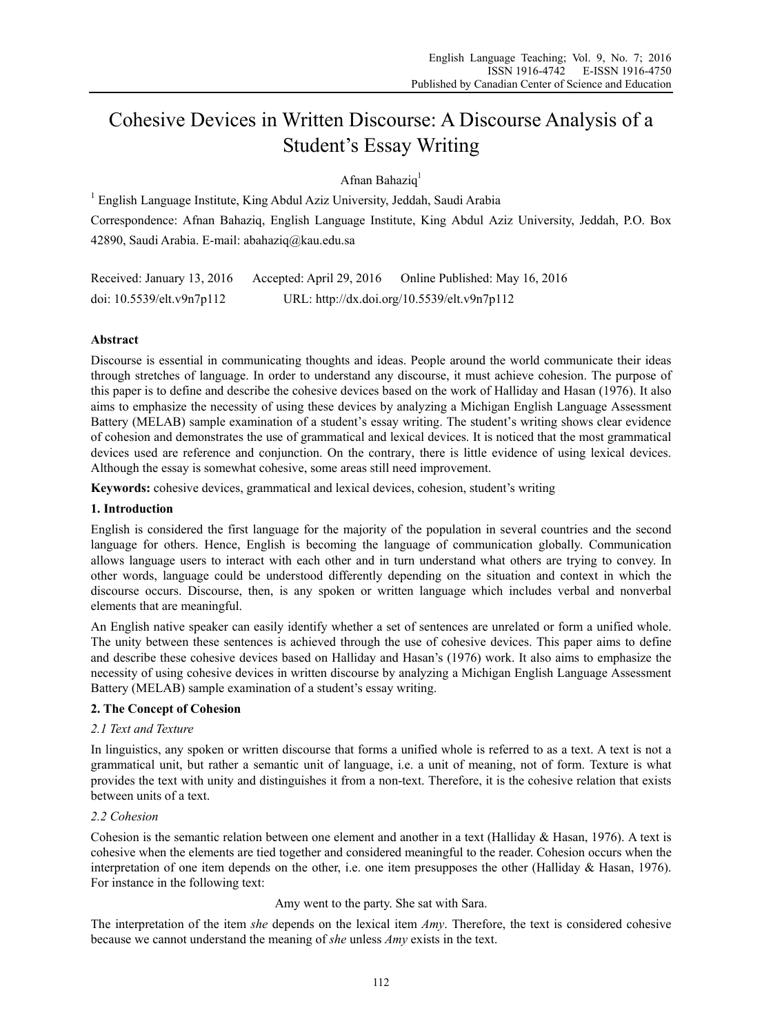# Cohesive Devices in Written Discourse: A Discourse Analysis of a Student's Essay Writing

Afnan Bahaziq[1]

[1] English Language Institute, King Abdul Aziz University, Jeddah, Saudi Arabia

Correspondence: Afnan Bahaziq, English Language Institute, King Abdul Aziz University, Jeddah, P.O. Box 42890, Saudi Arabia. E-mail: abahaziq@kau.edu.sa

Received: January 13, 2016 Accepted: April 29, 2016 Online Published: May 16, 2016

doi: 10.5539/elt.v9n7p112 URL: http://dx.doi.org/10.5539/elt.v9n7p112

**Abstract**

Discourse is essential in communicating thoughts and ideas. People around the world communicate their ideas through stretches of language. In order to understand any discourse, it must achieve cohesion. The purpose of this paper is to define and describe the cohesive devices based on the work of Halliday and Hasan (1976). It also aims to emphasize the necessity of using these devices by analyzing a Michigan English Language Assessment Battery (MELAB) sample examination of a student's essay writing. The student's writing shows clear evidence of cohesion and demonstrates the use of grammatical and lexical devices. It is noticed that the most grammatical devices used are reference and conjunction. On the contrary, there is little evidence of using lexical devices. Although the essay is somewhat cohesive, some areas still need improvement.

**Keywords:** cohesive devices, grammatical and lexical devices, cohesion, student's writing

## 1. Introduction

English is considered the first language for the majority of the population in several countries and the second language for others. Hence, English is becoming the language of communication globally. Communication allows language users to interact with each other and in turn understand what others are trying to convey. In other words, language could be understood differently depending on the situation and context in which the discourse occurs. Discourse, then, is any spoken or written language which includes verbal and nonverbal elements that are meaningful.

An English native speaker can easily identify whether a set of sentences are unrelated or form a unified whole. The unity between these sentences is achieved through the use of cohesive devices. This paper aims to define and describe these cohesive devices based on Halliday and Hasan's (1976) work. It also aims to emphasize the necessity of using cohesive devices in written discourse by analyzing a Michigan English Language Assessment Battery (MELAB) sample examination of a student's essay writing.

## 2. The Concept of Cohesion

### *2.1 Text and Texture*

In linguistics, any spoken or written discourse that forms a unified whole is referred to as a text. A text is not a grammatical unit, but rather a semantic unit of language, i.e. a unit of meaning, not of form. Texture is what provides the text with unity and distinguishes it from a non-text. Therefore, it is the cohesive relation that exists between units of a text.

### *2.2 Cohesion*

Cohesion is the semantic relation between one element and another in a text (Halliday & Hasan, 1976). A text is cohesive when the elements are tied together and considered meaningful to the reader. Cohesion occurs when the interpretation of one item depends on the other, i.e. one item presupposes the other (Halliday & Hasan, 1976). For instance in the following text:

Amy went to the party. She sat with Sara.

The interpretation of the item *she* depends on the lexical item *Amy*. Therefore, the text is considered cohesive because we cannot understand the meaning of *she* unless *Amy* exists in the text.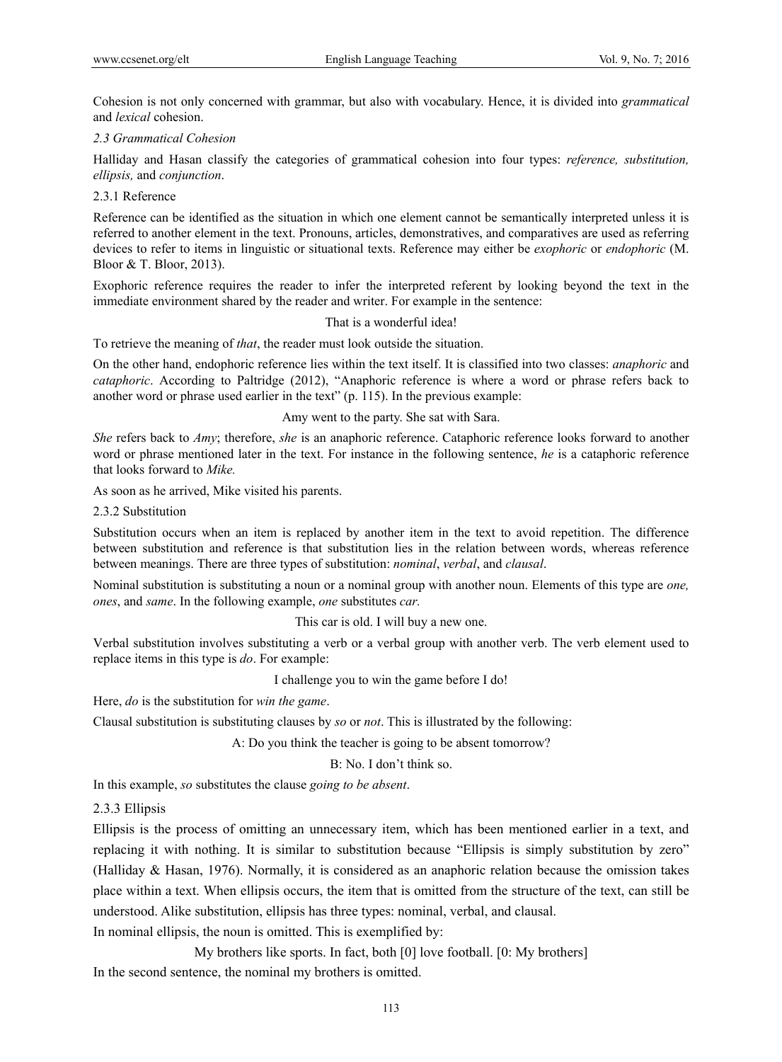Cohesion is not only concerned with grammar, but also with vocabulary. Hence, it is divided into *grammatical* and *lexical* cohesion.

### *2.3 Grammatical Cohesion*

Halliday and Hasan classify the categories of grammatical cohesion into four types: *reference, substitution, ellipsis,* and *conjunction*.

#### 2.3.1 Reference

Reference can be identified as the situation in which one element cannot be semantically interpreted unless it is referred to another element in the text. Pronouns, articles, demonstratives, and comparatives are used as referring devices to refer to items in linguistic or situational texts. Reference may either be *exophoric* or *endophoric* (M. Bloor & T. Bloor, 2013).

Exophoric reference requires the reader to infer the interpreted referent by looking beyond the text in the immediate environment shared by the reader and writer. For example in the sentence:

That is a wonderful idea!

To retrieve the meaning of *that*, the reader must look outside the situation.

On the other hand, endophoric reference lies within the text itself. It is classified into two classes: *anaphoric* and *cataphoric*. According to Paltridge (2012), "Anaphoric reference is where a word or phrase refers back to another word or phrase used earlier in the text" (p. 115). In the previous example:

Amy went to the party. She sat with Sara.

*She* refers back to *Amy*; therefore, *she* is an anaphoric reference. Cataphoric reference looks forward to another word or phrase mentioned later in the text. For instance in the following sentence, *he* is a cataphoric reference that looks forward to *Mike.*

As soon as he arrived, Mike visited his parents.

#### 2.3.2 Substitution

Substitution occurs when an item is replaced by another item in the text to avoid repetition. The difference between substitution and reference is that substitution lies in the relation between words, whereas reference between meanings. There are three types of substitution: *nominal*, *verbal*, and *clausal*.

Nominal substitution is substituting a noun or a nominal group with another noun. Elements of this type are *one, ones*, and *same*. In the following example, *one* substitutes *car.*

This car is old. I will buy a new one.

Verbal substitution involves substituting a verb or a verbal group with another verb. The verb element used to replace items in this type is *do*. For example:

I challenge you to win the game before I do!

Here, *do* is the substitution for *win the game*.

Clausal substitution is substituting clauses by *so* or *not*. This is illustrated by the following:

A: Do you think the teacher is going to be absent tomorrow?

B: No. I don't think so.

In this example, *so* substitutes the clause *going to be absent*.

#### 2.3.3 Ellipsis

Ellipsis is the process of omitting an unnecessary item, which has been mentioned earlier in a text, and replacing it with nothing. It is similar to substitution because "Ellipsis is simply substitution by zero" (Halliday & Hasan, 1976). Normally, it is considered as an anaphoric relation because the omission takes place within a text. When ellipsis occurs, the item that is omitted from the structure of the text, can still be understood. Alike substitution, ellipsis has three types: nominal, verbal, and clausal.

In nominal ellipsis, the noun is omitted. This is exemplified by:

My brothers like sports. In fact, both [0] love football. [0: My brothers]

In the second sentence, the nominal my brothers is omitted.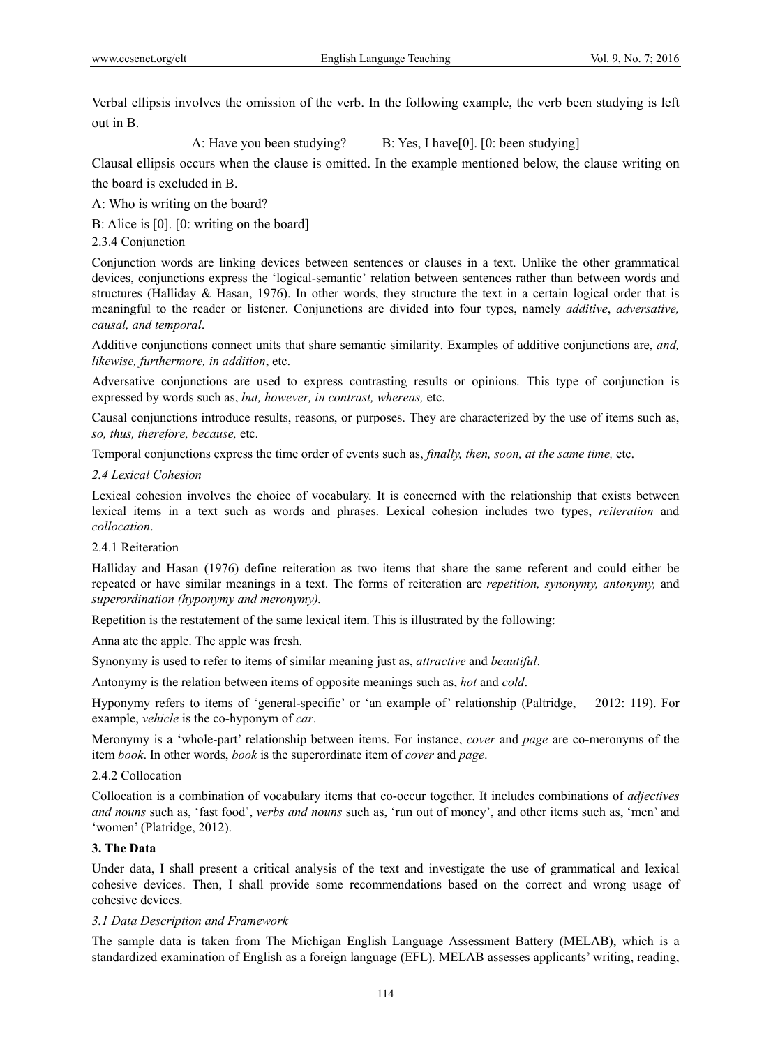Verbal ellipsis involves the omission of the verb. In the following example, the verb been studying is left out in B.

A: Have you been studying? B: Yes, I have[0]. [0: been studying]

Clausal ellipsis occurs when the clause is omitted. In the example mentioned below, the clause writing on the board is excluded in B.

A: Who is writing on the board?

B: Alice is [0]. [0: writing on the board]

#### 2.3.4 Conjunction

Conjunction words are linking devices between sentences or clauses in a text. Unlike the other grammatical devices, conjunctions express the 'logical-semantic' relation between sentences rather than between words and structures (Halliday & Hasan, 1976). In other words, they structure the text in a certain logical order that is meaningful to the reader or listener. Conjunctions are divided into four types, namely *additive*, *adversative, causal, and temporal*.

Additive conjunctions connect units that share semantic similarity. Examples of additive conjunctions are, *and, likewise, furthermore, in addition*, etc.

Adversative conjunctions are used to express contrasting results or opinions. This type of conjunction is expressed by words such as, *but, however, in contrast, whereas,* etc.

Causal conjunctions introduce results, reasons, or purposes. They are characterized by the use of items such as, *so, thus, therefore, because,* etc.

Temporal conjunctions express the time order of events such as, *finally, then, soon, at the same time,* etc.

### *2.4 Lexical Cohesion*

Lexical cohesion involves the choice of vocabulary. It is concerned with the relationship that exists between lexical items in a text such as words and phrases. Lexical cohesion includes two types, *reiteration* and *collocation*.

#### 2.4.1 Reiteration

Halliday and Hasan (1976) define reiteration as two items that share the same referent and could either be repeated or have similar meanings in a text. The forms of reiteration are *repetition, synonymy, antonymy,* and *superordination (hyponymy and meronymy).*

Repetition is the restatement of the same lexical item. This is illustrated by the following:

Anna ate the apple. The apple was fresh.

Synonymy is used to refer to items of similar meaning just as, *attractive* and *beautiful*.

Antonymy is the relation between items of opposite meanings such as, *hot* and *cold*.

Hyponymy refers to items of 'general-specific' or 'an example of' relationship (Paltridge, 2012: 119). For example, *vehicle* is the co-hyponym of *car*.

Meronymy is a 'whole-part' relationship between items. For instance, *cover* and *page* are co-meronyms of the item *book*. In other words, *book* is the superordinate item of *cover* and *page*.

#### 2.4.2 Collocation

Collocation is a combination of vocabulary items that co-occur together. It includes combinations of *adjectives and nouns* such as, 'fast food', *verbs and nouns* such as, 'run out of money', and other items such as, 'men' and 'women' (Platridge, 2012).

## 3. The Data

Under data, I shall present a critical analysis of the text and investigate the use of grammatical and lexical cohesive devices. Then, I shall provide some recommendations based on the correct and wrong usage of cohesive devices.

### *3.1 Data Description and Framework*

The sample data is taken from The Michigan English Language Assessment Battery (MELAB), which is a standardized examination of English as a foreign language (EFL). MELAB assesses applicants' writing, reading,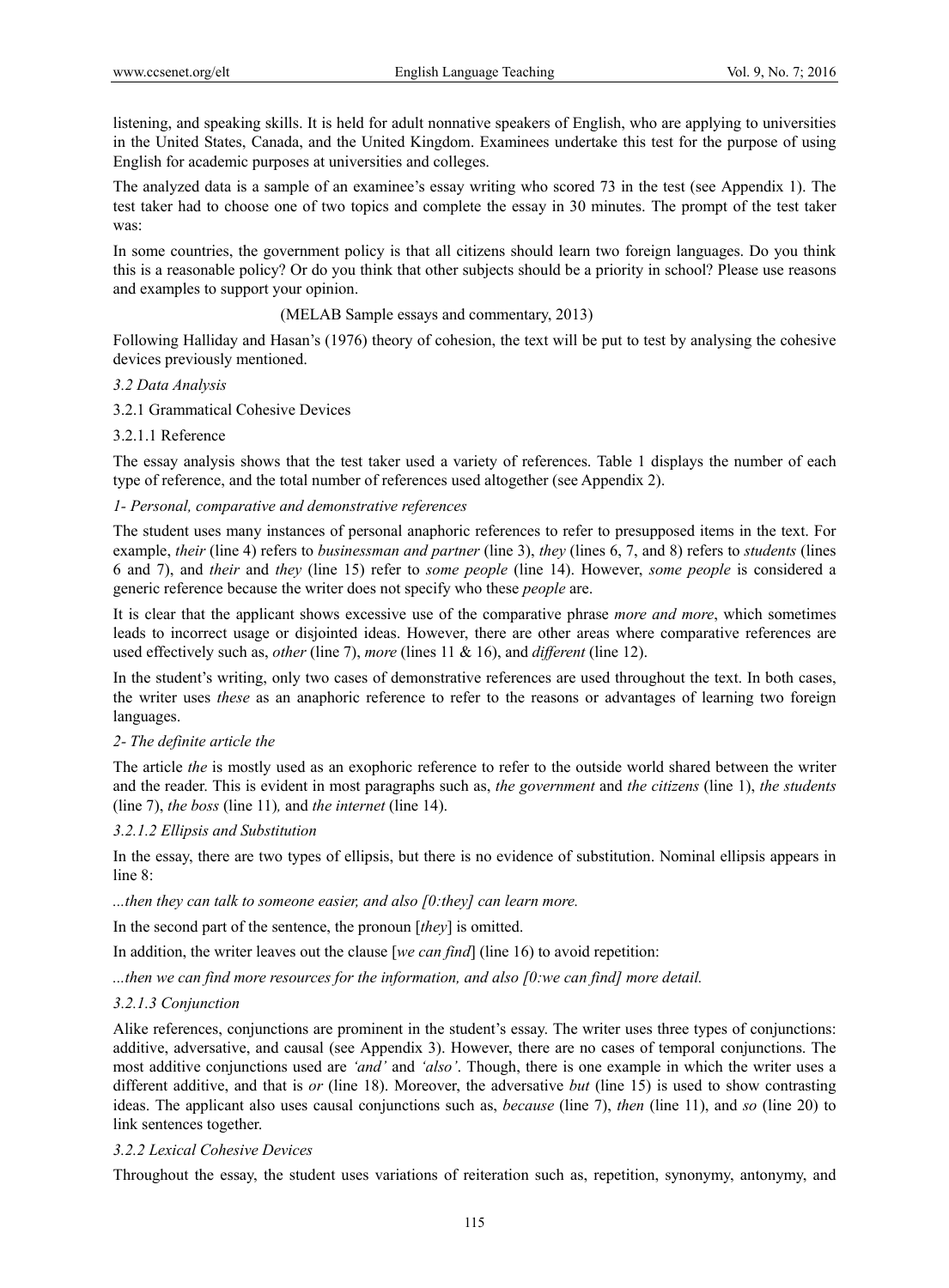listening, and speaking skills. It is held for adult nonnative speakers of English, who are applying to universities in the United States, Canada, and the United Kingdom. Examinees undertake this test for the purpose of using English for academic purposes at universities and colleges.

The analyzed data is a sample of an examinee's essay writing who scored 73 in the test (see Appendix 1). The test taker had to choose one of two topics and complete the essay in 30 minutes. The prompt of the test taker was:

In some countries, the government policy is that all citizens should learn two foreign languages. Do you think this is a reasonable policy? Or do you think that other subjects should be a priority in school? Please use reasons and examples to support your opinion.

(MELAB Sample essays and commentary, 2013)

Following Halliday and Hasan's (1976) theory of cohesion, the text will be put to test by analysing the cohesive devices previously mentioned.

### *3.2 Data Analysis*

#### 3.2.1 Grammatical Cohesive Devices

##### 3.2.1.1 Reference

The essay analysis shows that the test taker used a variety of references. Table 1 displays the number of each type of reference, and the total number of references used altogether (see Appendix 2).

*1- Personal, comparative and demonstrative references*

The student uses many instances of personal anaphoric references to refer to presupposed items in the text. For example, *their* (line 4) refers to *businessman and partner* (line 3), *they* (lines 6, 7, and 8) refers to *students* (lines 6 and 7), and *their* and *they* (line 15) refer to *some people* (line 14). However, *some people* is considered a generic reference because the writer does not specify who these *people* are.

It is clear that the applicant shows excessive use of the comparative phrase *more and more*, which sometimes leads to incorrect usage or disjointed ideas. However, there are other areas where comparative references are used effectively such as, *other* (line 7), *more* (lines 11 & 16), and *different* (line 12).

In the student's writing, only two cases of demonstrative references are used throughout the text. In both cases, the writer uses *these* as an anaphoric reference to refer to the reasons or advantages of learning two foreign languages.

*2- The definite article the*

The article *the* is mostly used as an exophoric reference to refer to the outside world shared between the writer and the reader. This is evident in most paragraphs such as, *the government* and *the citizens* (line 1), *the students* (line 7), *the boss* (line 11), and *the internet* (line 14).

##### *3.2.1.2 Ellipsis and Substitution*

In the essay, there are two types of ellipsis, but there is no evidence of substitution. Nominal ellipsis appears in line 8:

*...then they can talk to someone easier, and also [0:they] can learn more.*

In the second part of the sentence, the pronoun [*they*] is omitted.

In addition, the writer leaves out the clause [*we can find*] (line 16) to avoid repetition:

*...then we can find more resources for the information, and also [0:we can find] more detail.*

##### *3.2.1.3 Conjunction*

Alike references, conjunctions are prominent in the student's essay. The writer uses three types of conjunctions: additive, adversative, and causal (see Appendix 3). However, there are no cases of temporal conjunctions. The most additive conjunctions used are *'and'* and *'also'*. Though, there is one example in which the writer uses a different additive, and that is *or* (line 18). Moreover, the adversative *but* (line 15) is used to show contrasting ideas. The applicant also uses causal conjunctions such as, *because* (line 7), *then* (line 11), and *so* (line 20) to link sentences together.

#### *3.2.2 Lexical Cohesive Devices*

Throughout the essay, the student uses variations of reiteration such as, repetition, synonymy, antonymy, and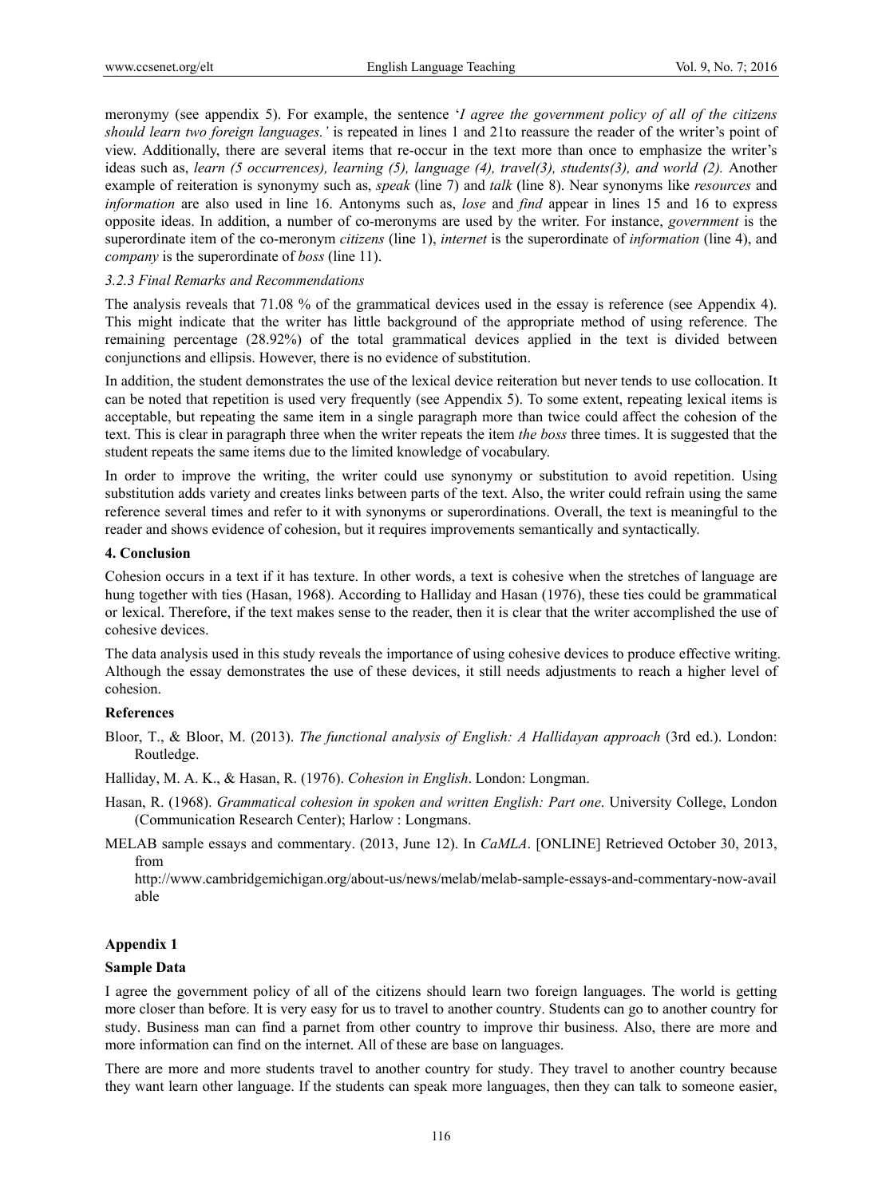meronymy (see appendix 5). For example, the sentence '*I agree the government policy of all of the citizens should learn two foreign languages.'* is repeated in lines 1 and 21to reassure the reader of the writer's point of view. Additionally, there are several items that re-occur in the text more than once to emphasize the writer's ideas such as, *learn (5 occurrences), learning (5), language (4), travel(3), students(3), and world (2).* Another example of reiteration is synonymy such as, *speak* (line 7) and *talk* (line 8). Near synonyms like *resources* and *information* are also used in line 16. Antonyms such as, *lose* and *find* appear in lines 15 and 16 to express opposite ideas. In addition, a number of co-meronyms are used by the writer. For instance, *government* is the superordinate item of the co-meronym *citizens* (line 1), *internet* is the superordinate of *information* (line 4), and *company* is the superordinate of *boss* (line 11).

### *3.2.3 Final Remarks and Recommendations*

The analysis reveals that 71.08 % of the grammatical devices used in the essay is reference (see Appendix 4). This might indicate that the writer has little background of the appropriate method of using reference. The remaining percentage (28.92%) of the total grammatical devices applied in the text is divided between conjunctions and ellipsis. However, there is no evidence of substitution.

In addition, the student demonstrates the use of the lexical device reiteration but never tends to use collocation. It can be noted that repetition is used very frequently (see Appendix 5). To some extent, repeating lexical items is acceptable, but repeating the same item in a single paragraph more than twice could affect the cohesion of the text. This is clear in paragraph three when the writer repeats the item *the boss* three times. It is suggested that the student repeats the same items due to the limited knowledge of vocabulary.

In order to improve the writing, the writer could use synonymy or substitution to avoid repetition. Using substitution adds variety and creates links between parts of the text. Also, the writer could refrain using the same reference several times and refer to it with synonyms or superordinations. Overall, the text is meaningful to the reader and shows evidence of cohesion, but it requires improvements semantically and syntactically.

## 4. Conclusion

Cohesion occurs in a text if it has texture. In other words, a text is cohesive when the stretches of language are hung together with ties (Hasan, 1968). According to Halliday and Hasan (1976), these ties could be grammatical or lexical. Therefore, if the text makes sense to the reader, then it is clear that the writer accomplished the use of cohesive devices.

The data analysis used in this study reveals the importance of using cohesive devices to produce effective writing. Although the essay demonstrates the use of these devices, it still needs adjustments to reach a higher level of cohesion.

## References

Bloor, T., & Bloor, M. (2013). *The functional analysis of English: A Hallidayan approach* (3rd ed.). London: Routledge.

Halliday, M. A. K., & Hasan, R. (1976). *Cohesion in English*. London: Longman.

Hasan, R. (1968). *Grammatical cohesion in spoken and written English: Part one*. University College, London (Communication Research Center); Harlow : Longmans.

MELAB sample essays and commentary. (2013, June 12). In *CaMLA*. [ONLINE] Retrieved October 30, 2013, from http://www.cambridgemichigan.org/about-us/news/melab/melab-sample-essays-and-commentary-now-available

## Appendix 1

### Sample Data

I agree the government policy of all of the citizens should learn two foreign languages. The world is getting more closer than before. It is very easy for us to travel to another country. Students can go to another country for study. Business man can find a parnet from other country to improve thir business. Also, there are more and more information can find on the internet. All of these are base on languages.

There are more and more students travel to another country for study. They travel to another country because they want learn other language. If the students can speak more languages, then they can talk to someone easier,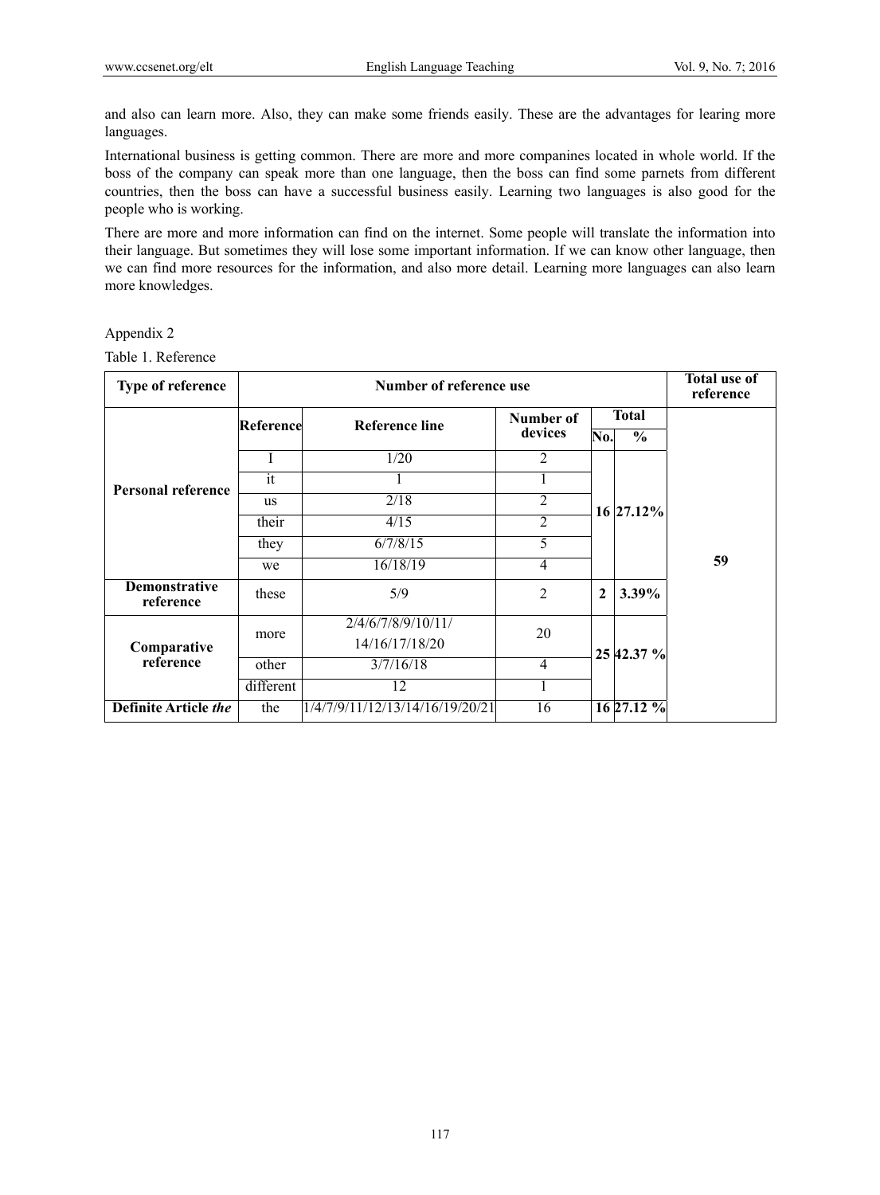and also can learn more. Also, they can make some friends easily. These are the advantages for learing more languages.

International business is getting common. There are more and more companines located in whole world. If the boss of the company can speak more than one language, then the boss can find some parnets from different countries, then the boss can have a successful business easily. Learning two languages is also good for the people who is working.

There are more and more information can find on the internet. Some people will translate the information into their language. But sometimes they will lose some important information. If we can know other language, then we can find more resources for the information, and also more detail. Learning more languages can also learn more knowledges.

Appendix 2

Table 1. Reference

| Type of reference | Number of reference use | | | | | Total use of reference |
|---|---|---|---|---|---|---|
| | Reference | Reference line | Number of devices | Total | | |
| | | | | No. | % | |
| **Personal reference** | I | 1/20 | 2 | **16** | **27.12%** | **59** |
| | it | 1 | 1 | | | |
| | us | 2/18 | 2 | | | |
| | their | 4/15 | 2 | | | |
| | they | 6/7/8/15 | 5 | | | |
| | we | 16/18/19 | 4 | | | |
| **Demonstrative reference** | these | 5/9 | 2 | **2** | **3.39%** | |
| **Comparative reference** | more | 2/4/6/7/8/9/10/11/ 14/16/17/18/20 | 20 | **25** | **42.37 %** | |
| | other | 3/7/16/18 | 4 | | | |
| | different | 12 | 1 | | | |
| **Definite Article *the*** | the | 1/4/7/9/11/12/13/14/16/19/20/21 | 16 | **16** | **27.12 %** | |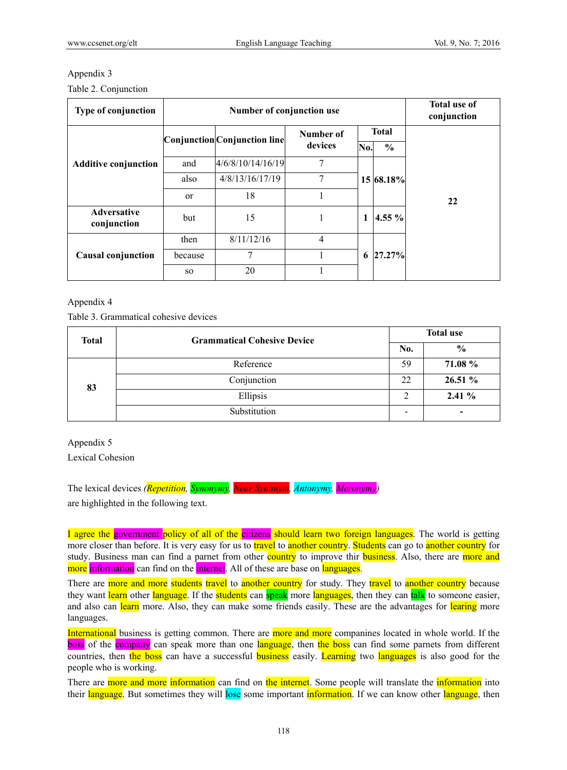Appendix 3

Table 2. Conjunction

| Type of conjunction | Number of conjunction use | | | | | Total use of conjunction |
|---|---|---|---|---|---|---|
| | Conjunction | Conjunction line | Number of devices | Total | | |
| | | | | No. | % | |
| Additive conjunction | and | 4/6/8/10/14/16/19 | 7 | 15 | 68.18% | 22 |
| | also | 4/8/13/16/17/19 | 7 | | | |
| | or | 18 | 1 | | | |
| Adversative conjunction | but | 15 | 1 | 1 | 4.55 % | |
| Causal conjunction | then | 8/11/12/16 | 4 | 6 | 27.27% | |
| | because | 7 | 1 | | | |
| | so | 20 | 1 | | | |

Appendix 4

Table 3. Grammatical cohesive devices

| Total | Grammatical Cohesive Device | Total use | |
|---|---|---|---|
| | | No. | % |
| 83 | Reference | 59 | **71.08 %** |
| | Conjunction | 22 | **26.51 %** |
| | Ellipsis | 2 | **2.41 %** |
| | Substitution | - | **-** |

Appendix 5

Lexical Cohesion

The lexical devices *(Repetition, Synonymy, Near Synonym, Antonymy, Meronymy)* are highlighted in the following text.

I agree the government policy of all of the citizens should learn two foreign languages. The world is getting more closer than before. It is very easy for us to travel to another country. Students can go to another country for study. Business man can find a parnet from other country to improve thir business. Also, there are more and more information can find on the internet. All of these are base on languages.

There are more and more students travel to another country for study. They travel to another country because they want learn other language. If the students can speak more languages, then they can talk to someone easier, and also can learn more. Also, they can make some friends easily. These are the advantages for learing more languages.

International business is getting common. There are more and more companines located in whole world. If the boss of the company can speak more than one language, then the boss can find some parnets from different countries, then the boss can have a successful business easily. Learning two languages is also good for the people who is working.

There are more and more information can find on the internet. Some people will translate the information into their language. But sometimes they will lose some important information. If we can know other language, then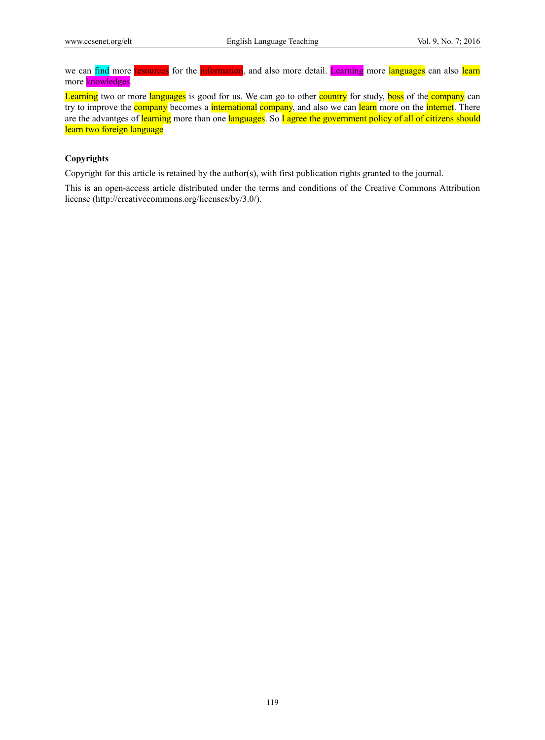we can find more resources for the information, and also more detail. Learning more languages can also learn more knowledges.

Learning two or more languages is good for us. We can go to other country for study, boss of the company can try to improve the company becomes a international company, and also we can learn more on the internet. There are the advantges of learning more than one languages. So I agree the government policy of all of citizens should learn two foreign language

## Copyrights

Copyright for this article is retained by the author(s), with first publication rights granted to the journal.

This is an open-access article distributed under the terms and conditions of the Creative Commons Attribution license (http://creativecommons.org/licenses/by/3.0/).